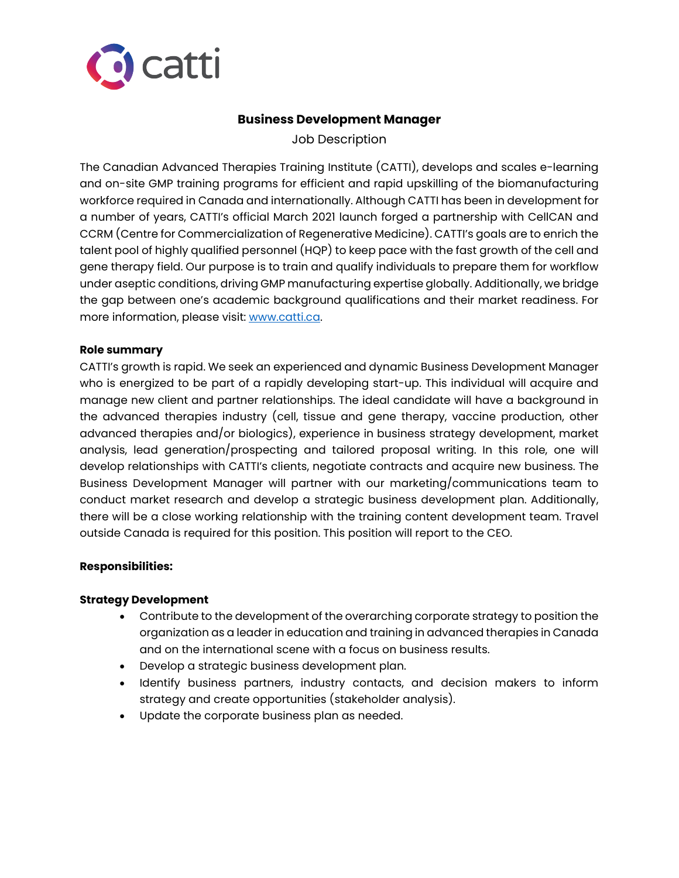catti

# Business Development Manager

Job Description

The Canadian Advanced Therapies Training Institute (CATTI), develops and scales e-learning and on-site GMP training programs for efficient and rapid upskilling of the biomanufacturing workforce required in Canada and internationally. Although CATTI has been in development for a number of years, CATTI's official March 2021 launch forged a partnership with CellCAN and CCRM (Centre for Commercialization of Regenerative Medicine). CATTI's goals are to enrich the talent pool of highly qualified personnel (HQP) to keep pace with the fast growth of the cell and gene therapy field. Our purpose is to train and qualify individuals to prepare them for workflow under aseptic conditions, driving GMP manufacturing expertise globally. Additionally, we bridge the gap between one's academic background qualifications and their market readiness. For more information, please visit: [www.catti.ca](http://www.catti.ca).

**Role summary**

CATTI's growth is rapid. We seek an experienced and dynamic Business Development Manager who is energized to be part of a rapidly developing start-up. This individual will acquire and manage new client and partner relationships. The ideal candidate will have a background in the advanced therapies industry (cell, tissue and gene therapy, vaccine production, other advanced therapies and/or biologics), experience in business strategy development, market analysis, lead generation/prospecting and tailored proposal writing. In this role, one will develop relationships with CATTI's clients, negotiate contracts and acquire new business. The Business Development Manager will partner with our marketing/communications team to conduct market research and develop a strategic business development plan. Additionally, there will be a close working relationship with the training content development team. Travel outside Canada is required for this position. This position will report to the CEO.

**Responsibilities:**

**Strategy Development**

- Contribute to the development of the overarching corporate strategy to position the organization as a leader in education and training in advanced therapies in Canada and on the international scene with a focus on business results.
- Develop a strategic business development plan.
- Identify business partners, industry contacts, and decision makers to inform strategy and create opportunities (stakeholder analysis).
- Update the corporate business plan as needed.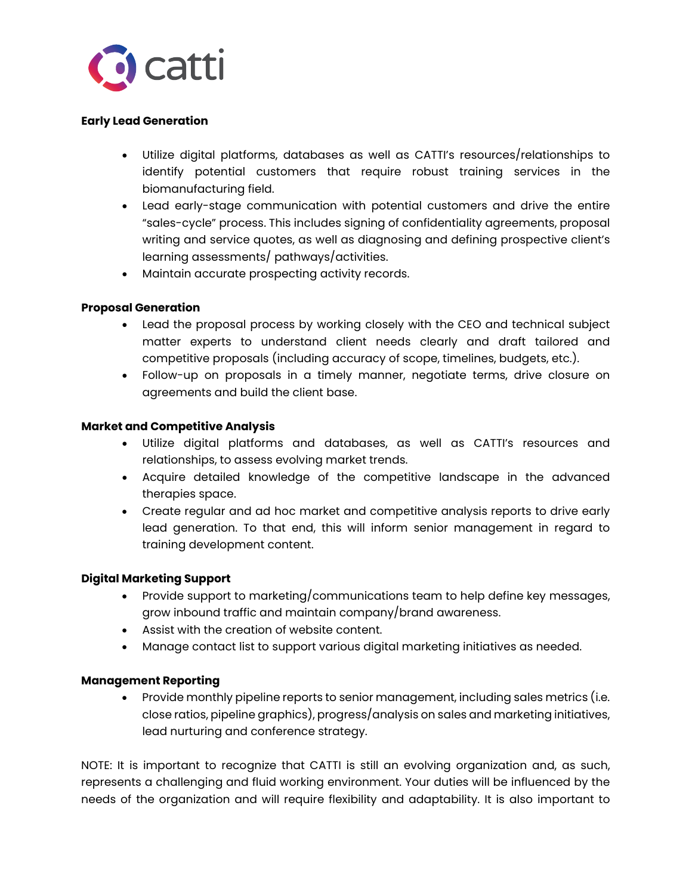**Early Lead Generation**

- Utilize digital platforms, databases as well as CATTI's resources/relationships to identify potential customers that require robust training services in the biomanufacturing field.
- Lead early-stage communication with potential customers and drive the entire "sales-cycle" process. This includes signing of confidentiality agreements, proposal writing and service quotes, as well as diagnosing and defining prospective client's learning assessments/ pathways/activities.
- Maintain accurate prospecting activity records.

**Proposal Generation**

- Lead the proposal process by working closely with the CEO and technical subject matter experts to understand client needs clearly and draft tailored and competitive proposals (including accuracy of scope, timelines, budgets, etc.).
- Follow-up on proposals in a timely manner, negotiate terms, drive closure on agreements and build the client base.

**Market and Competitive Analysis**

- Utilize digital platforms and databases, as well as CATTI's resources and relationships, to assess evolving market trends.
- Acquire detailed knowledge of the competitive landscape in the advanced therapies space.
- Create regular and ad hoc market and competitive analysis reports to drive early lead generation. To that end, this will inform senior management in regard to training development content.

**Digital Marketing Support**

- Provide support to marketing/communications team to help define key messages, grow inbound traffic and maintain company/brand awareness.
- Assist with the creation of website content.
- Manage contact list to support various digital marketing initiatives as needed.

**Management Reporting**

- Provide monthly pipeline reports to senior management, including sales metrics (i.e. close ratios, pipeline graphics), progress/analysis on sales and marketing initiatives, lead nurturing and conference strategy.

NOTE: It is important to recognize that CATTI is still an evolving organization and, as such, represents a challenging and fluid working environment. Your duties will be influenced by the needs of the organization and will require flexibility and adaptability. It is also important to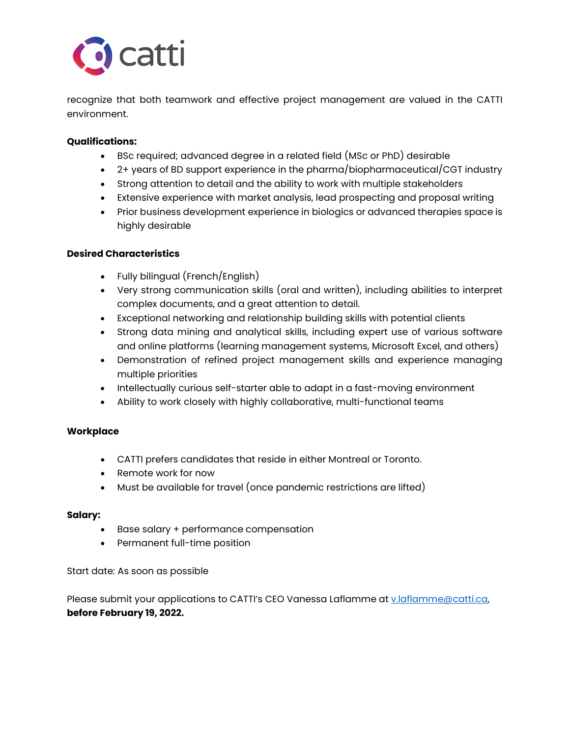recognize that both teamwork and effective project management are valued in the CATTI environment.

**Qualifications:**

- BSc required; advanced degree in a related field (MSc or PhD) desirable
- 2+ years of BD support experience in the pharma/biopharmaceutical/CGT industry
- Strong attention to detail and the ability to work with multiple stakeholders
- Extensive experience with market analysis, lead prospecting and proposal writing
- Prior business development experience in biologics or advanced therapies space is highly desirable

**Desired Characteristics**

- Fully bilingual (French/English)
- Very strong communication skills (oral and written), including abilities to interpret complex documents, and a great attention to detail.
- Exceptional networking and relationship building skills with potential clients
- Strong data mining and analytical skills, including expert use of various software and online platforms (learning management systems, Microsoft Excel, and others)
- Demonstration of refined project management skills and experience managing multiple priorities
- Intellectually curious self-starter able to adapt in a fast-moving environment
- Ability to work closely with highly collaborative, multi-functional teams

**Workplace**

- CATTI prefers candidates that reside in either Montreal or Toronto.
- Remote work for now
- Must be available for travel (once pandemic restrictions are lifted)

**Salary:**

- Base salary + performance compensation
- Permanent full-time position

Start date: As soon as possible

Please submit your applications to CATTI's CEO Vanessa Laflamme at v.laflamme@catti.ca, **before February 19, 2022.**